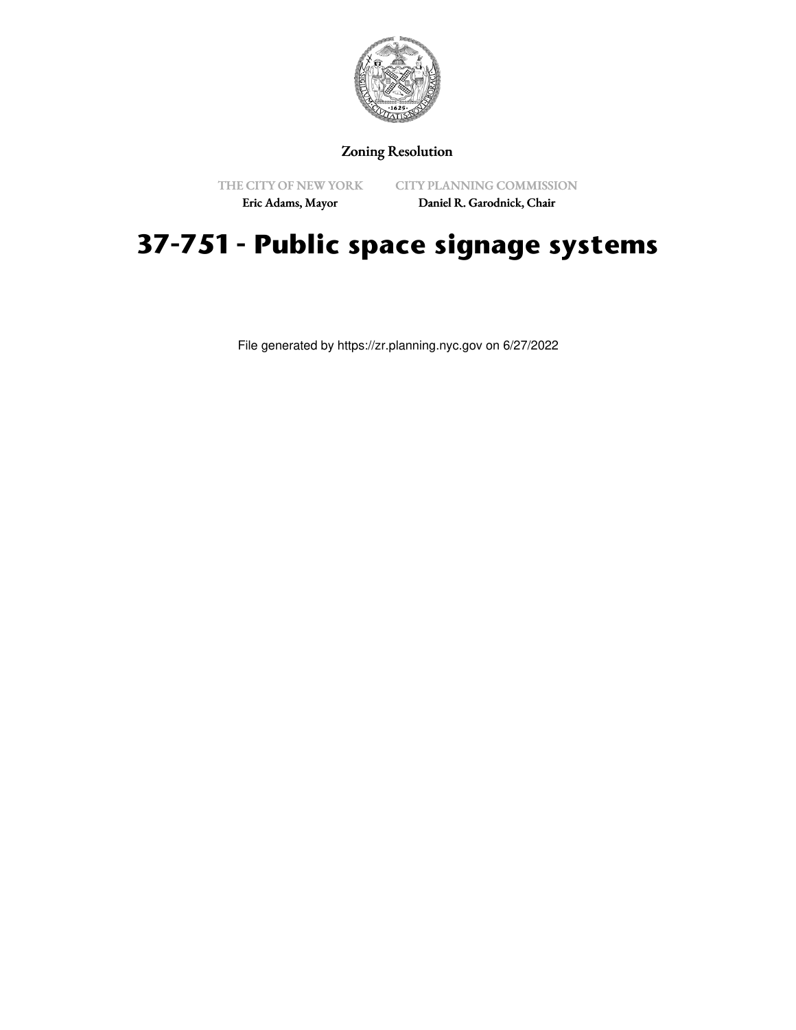Zoning Resolution

THE CITY OF NEW YORK
Eric Adams, Mayor

CITY PLANNING COMMISSION
Daniel R. Garodnick, Chair

# 37-751 - Public space signage systems

File generated by https://zr.planning.nyc.gov on 6/27/2022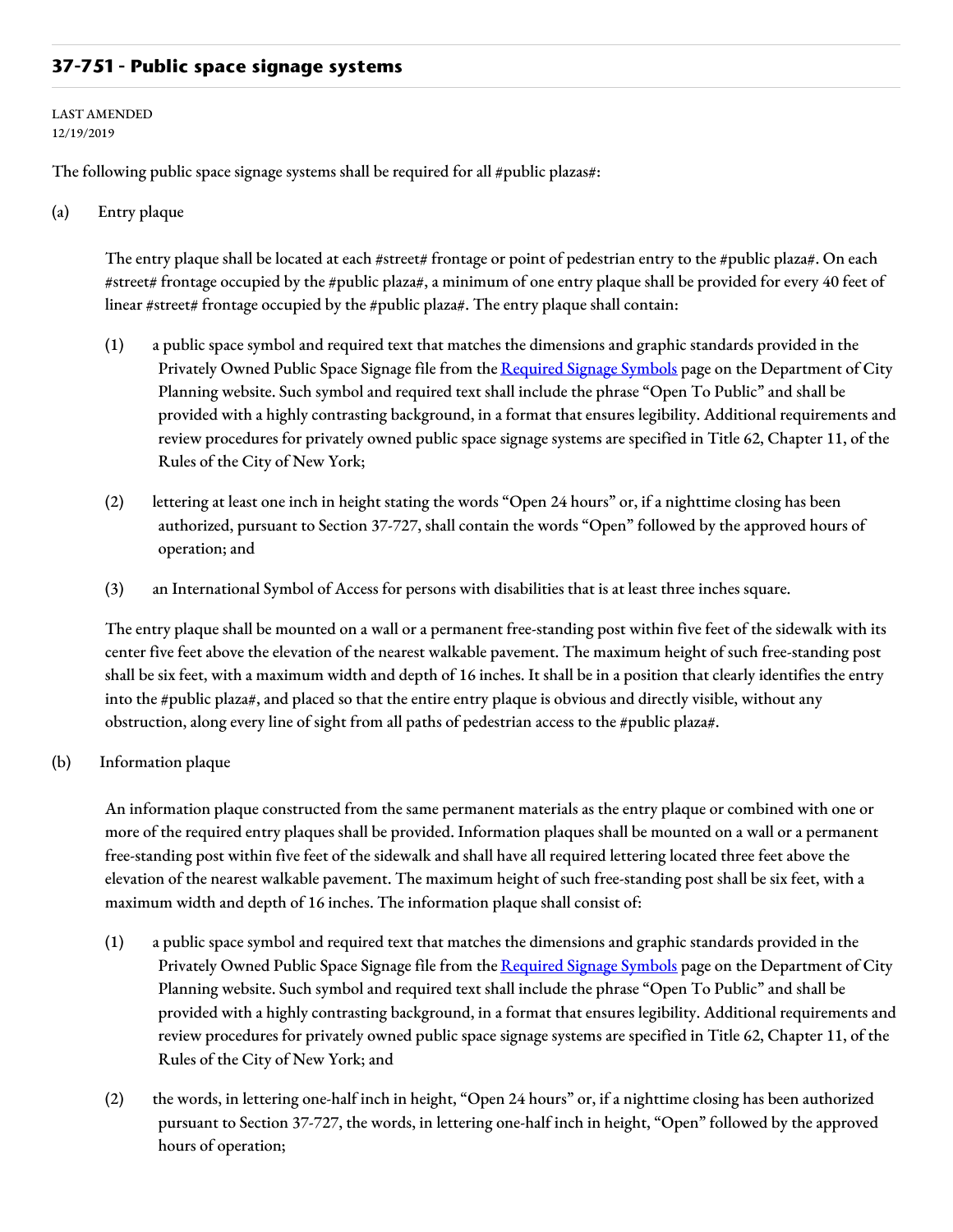## 37-751 - Public space signage systems

LAST AMENDED
12/19/2019

The following public space signage systems shall be required for all #public plazas#:

(a) Entry plaque

The entry plaque shall be located at each #street# frontage or point of pedestrian entry to the #public plaza#. On each #street# frontage occupied by the #public plaza#, a minimum of one entry plaque shall be provided for every 40 feet of linear #street# frontage occupied by the #public plaza#. The entry plaque shall contain:

(1) a public space symbol and required text that matches the dimensions and graphic standards provided in the Privately Owned Public Space Signage file from the [Required Signage Symbols] page on the Department of City Planning website. Such symbol and required text shall include the phrase "Open To Public" and shall be provided with a highly contrasting background, in a format that ensures legibility. Additional requirements and review procedures for privately owned public space signage systems are specified in Title 62, Chapter 11, of the Rules of the City of New York;

(2) lettering at least one inch in height stating the words "Open 24 hours" or, if a nighttime closing has been authorized, pursuant to Section 37-727, shall contain the words "Open" followed by the approved hours of operation; and

(3) an International Symbol of Access for persons with disabilities that is at least three inches square.

The entry plaque shall be mounted on a wall or a permanent free-standing post within five feet of the sidewalk with its center five feet above the elevation of the nearest walkable pavement. The maximum height of such free-standing post shall be six feet, with a maximum width and depth of 16 inches. It shall be in a position that clearly identifies the entry into the #public plaza#, and placed so that the entire entry plaque is obvious and directly visible, without any obstruction, along every line of sight from all paths of pedestrian access to the #public plaza#.

(b) Information plaque

An information plaque constructed from the same permanent materials as the entry plaque or combined with one or more of the required entry plaques shall be provided. Information plaques shall be mounted on a wall or a permanent free-standing post within five feet of the sidewalk and shall have all required lettering located three feet above the elevation of the nearest walkable pavement. The maximum height of such free-standing post shall be six feet, with a maximum width and depth of 16 inches. The information plaque shall consist of:

(1) a public space symbol and required text that matches the dimensions and graphic standards provided in the Privately Owned Public Space Signage file from the [Required Signage Symbols] page on the Department of City Planning website. Such symbol and required text shall include the phrase "Open To Public" and shall be provided with a highly contrasting background, in a format that ensures legibility. Additional requirements and review procedures for privately owned public space signage systems are specified in Title 62, Chapter 11, of the Rules of the City of New York; and

(2) the words, in lettering one-half inch in height, "Open 24 hours" or, if a nighttime closing has been authorized pursuant to Section 37-727, the words, in lettering one-half inch in height, "Open" followed by the approved hours of operation;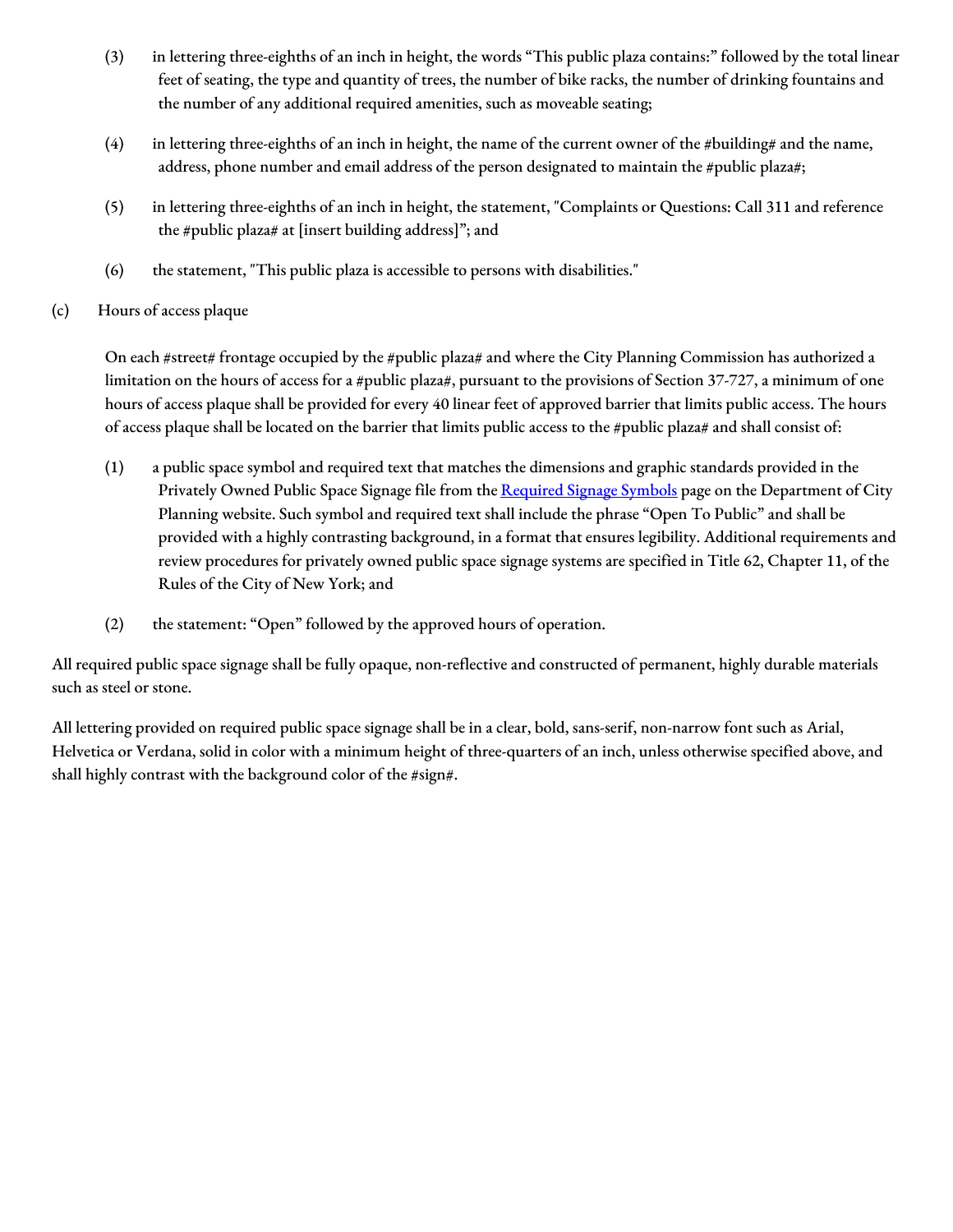(3) in lettering three-eighths of an inch in height, the words "This public plaza contains:" followed by the total linear feet of seating, the type and quantity of trees, the number of bike racks, the number of drinking fountains and the number of any additional required amenities, such as moveable seating;

(4) in lettering three-eighths of an inch in height, the name of the current owner of the #building# and the name, address, phone number and email address of the person designated to maintain the #public plaza#;

(5) in lettering three-eighths of an inch in height, the statement, "Complaints or Questions: Call 311 and reference the #public plaza# at [insert building address]"; and

(6) the statement, "This public plaza is accessible to persons with disabilities."

(c) Hours of access plaque

On each #street# frontage occupied by the #public plaza# and where the City Planning Commission has authorized a limitation on the hours of access for a #public plaza#, pursuant to the provisions of Section 37-727, a minimum of one hours of access plaque shall be provided for every 40 linear feet of approved barrier that limits public access. The hours of access plaque shall be located on the barrier that limits public access to the #public plaza# and shall consist of:

(1) a public space symbol and required text that matches the dimensions and graphic standards provided in the Privately Owned Public Space Signage file from the Required Signage Symbols page on the Department of City Planning website. Such symbol and required text shall include the phrase "Open To Public" and shall be provided with a highly contrasting background, in a format that ensures legibility. Additional requirements and review procedures for privately owned public space signage systems are specified in Title 62, Chapter 11, of the Rules of the City of New York; and

(2) the statement: "Open" followed by the approved hours of operation.

All required public space signage shall be fully opaque, non-reflective and constructed of permanent, highly durable materials such as steel or stone.

All lettering provided on required public space signage shall be in a clear, bold, sans-serif, non-narrow font such as Arial, Helvetica or Verdana, solid in color with a minimum height of three-quarters of an inch, unless otherwise specified above, and shall highly contrast with the background color of the #sign#.